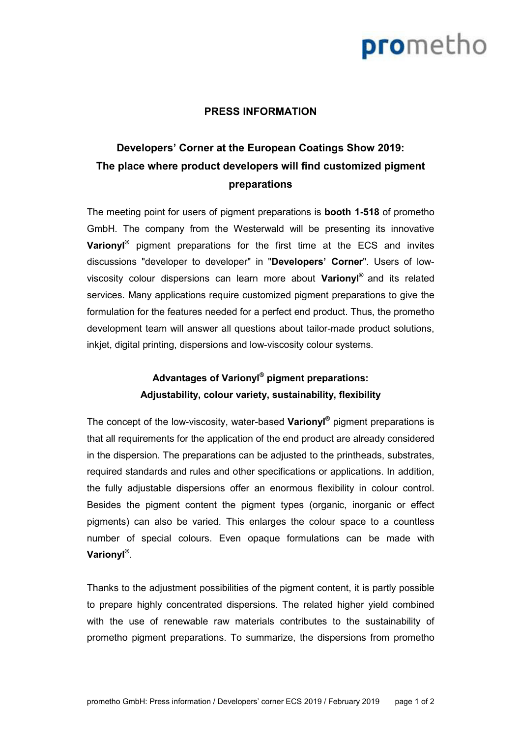**PRESS INFORMATION**

# Developers' Corner at the European Coatings Show 2019: The place where product developers will find customized pigment preparations

The meeting point for users of pigment preparations is **booth 1-518** of prometho GmbH. The company from the Westerwald will be presenting its innovative **Varionyl®** pigment preparations for the first time at the ECS and invites discussions "developer to developer" in "**Developers' Corner**". Users of low-viscosity colour dispersions can learn more about **Varionyl®** and its related services. Many applications require customized pigment preparations to give the formulation for the features needed for a perfect end product. Thus, the prometho development team will answer all questions about tailor-made product solutions, inkjet, digital printing, dispersions and low-viscosity colour systems.

## Advantages of Varionyl® pigment preparations: Adjustability, colour variety, sustainability, flexibility

The concept of the low-viscosity, water-based **Varionyl®** pigment preparations is that all requirements for the application of the end product are already considered in the dispersion. The preparations can be adjusted to the printheads, substrates, required standards and rules and other specifications or applications. In addition, the fully adjustable dispersions offer an enormous flexibility in colour control. Besides the pigment content the pigment types (organic, inorganic or effect pigments) can also be varied. This enlarges the colour space to a countless number of special colours. Even opaque formulations can be made with **Varionyl®**.

Thanks to the adjustment possibilities of the pigment content, it is partly possible to prepare highly concentrated dispersions. The related higher yield combined with the use of renewable raw materials contributes to the sustainability of prometho pigment preparations. To summarize, the dispersions from prometho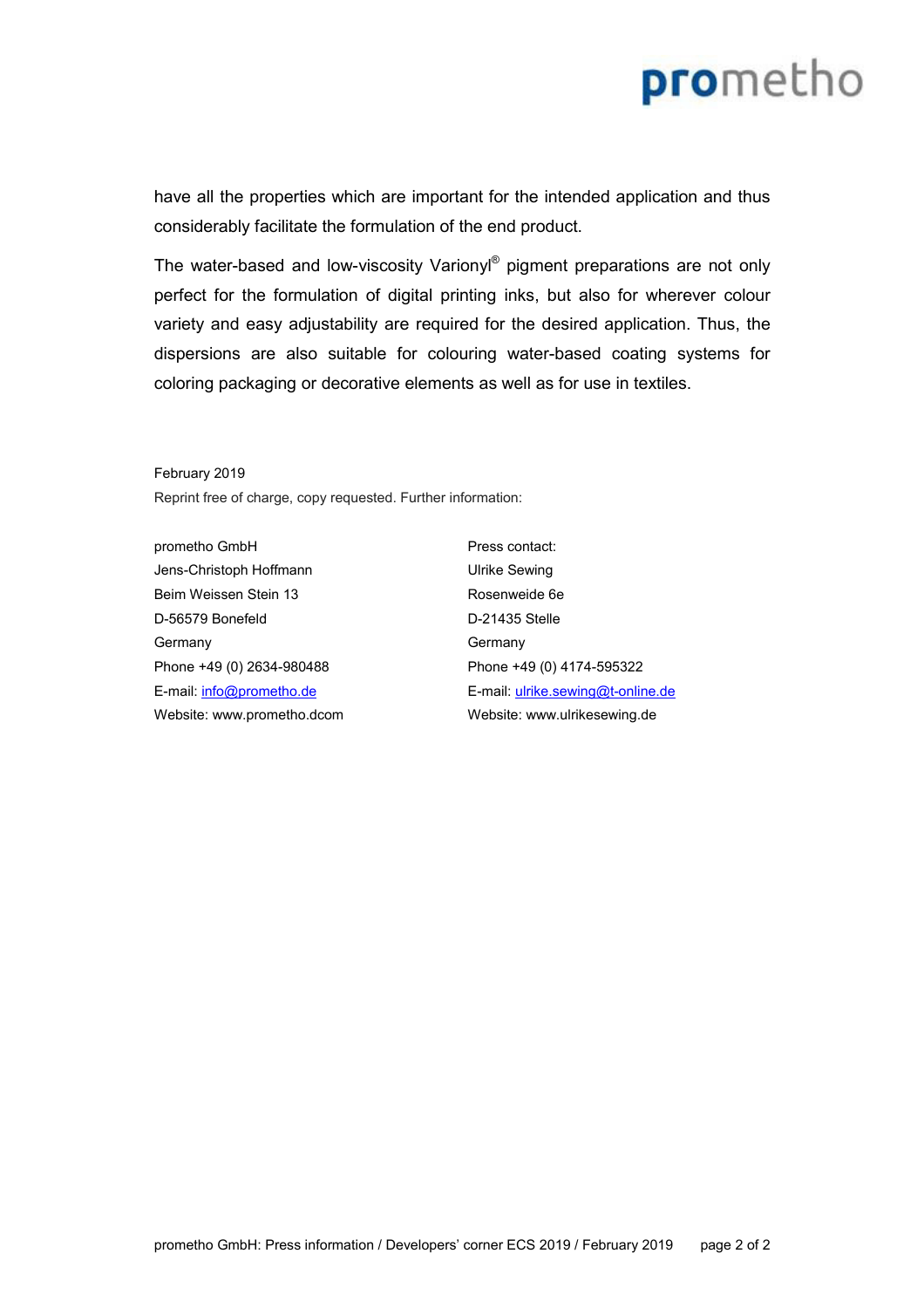have all the properties which are important for the intended application and thus considerably facilitate the formulation of the end product.

The water-based and low-viscosity Varionyl® pigment preparations are not only perfect for the formulation of digital printing inks, but also for wherever colour variety and easy adjustability are required for the desired application. Thus, the dispersions are also suitable for colouring water-based coating systems for coloring packaging or decorative elements as well as for use in textiles.

February 2019

Reprint free of charge, copy requested. Further information:

prometho GmbH
Jens-Christoph Hoffmann
Beim Weissen Stein 13
D-56579 Bonefeld
Germany
Phone +49 (0) 2634-980488
E-mail: info@prometho.de
Website: www.prometho.dcom

Press contact:
Ulrike Sewing
Rosenweide 6e
D-21435 Stelle
Germany
Phone +49 (0) 4174-595322
E-mail: ulrike.sewing@t-online.de
Website: www.ulrikesewing.de